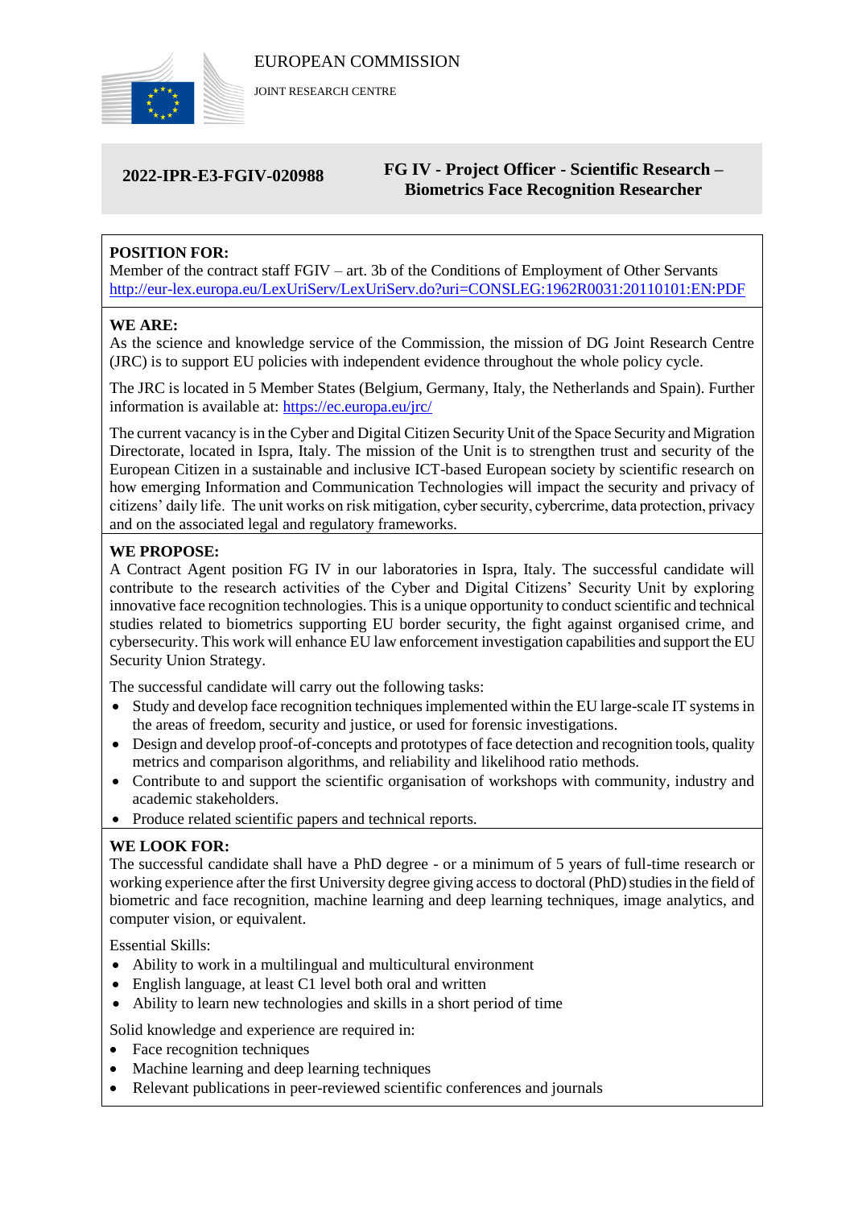EUROPEAN COMMISSION

JOINT RESEARCH CENTRE

**2022-IPR-E3-FGIV-020988**

**FG IV - Project Officer - Scientific Research – Biometrics Face Recognition Researcher**

**POSITION FOR:**

Member of the contract staff FGIV – art. 3b of the Conditions of Employment of Other Servants
http://eur-lex.europa.eu/LexUriServ/LexUriServ.do?uri=CONSLEG:1962R0031:20110101:EN:PDF

**WE ARE:**

As the science and knowledge service of the Commission, the mission of DG Joint Research Centre (JRC) is to support EU policies with independent evidence throughout the whole policy cycle.

The JRC is located in 5 Member States (Belgium, Germany, Italy, the Netherlands and Spain). Further information is available at: https://ec.europa.eu/jrc/

The current vacancy is in the Cyber and Digital Citizen Security Unit of the Space Security and Migration Directorate, located in Ispra, Italy. The mission of the Unit is to strengthen trust and security of the European Citizen in a sustainable and inclusive ICT-based European society by scientific research on how emerging Information and Communication Technologies will impact the security and privacy of citizens' daily life. The unit works on risk mitigation, cyber security, cybercrime, data protection, privacy and on the associated legal and regulatory frameworks.

**WE PROPOSE:**

A Contract Agent position FG IV in our laboratories in Ispra, Italy. The successful candidate will contribute to the research activities of the Cyber and Digital Citizens' Security Unit by exploring innovative face recognition technologies. This is a unique opportunity to conduct scientific and technical studies related to biometrics supporting EU border security, the fight against organised crime, and cybersecurity. This work will enhance EU law enforcement investigation capabilities and support the EU Security Union Strategy.

The successful candidate will carry out the following tasks:

- Study and develop face recognition techniques implemented within the EU large-scale IT systems in the areas of freedom, security and justice, or used for forensic investigations.
- Design and develop proof-of-concepts and prototypes of face detection and recognition tools, quality metrics and comparison algorithms, and reliability and likelihood ratio methods.
- Contribute to and support the scientific organisation of workshops with community, industry and academic stakeholders.
- Produce related scientific papers and technical reports.

**WE LOOK FOR:**

The successful candidate shall have a PhD degree - or a minimum of 5 years of full-time research or working experience after the first University degree giving access to doctoral (PhD) studies in the field of biometric and face recognition, machine learning and deep learning techniques, image analytics, and computer vision, or equivalent.

Essential Skills:

- Ability to work in a multilingual and multicultural environment
- English language, at least C1 level both oral and written
- Ability to learn new technologies and skills in a short period of time

Solid knowledge and experience are required in:

- Face recognition techniques
- Machine learning and deep learning techniques
- Relevant publications in peer-reviewed scientific conferences and journals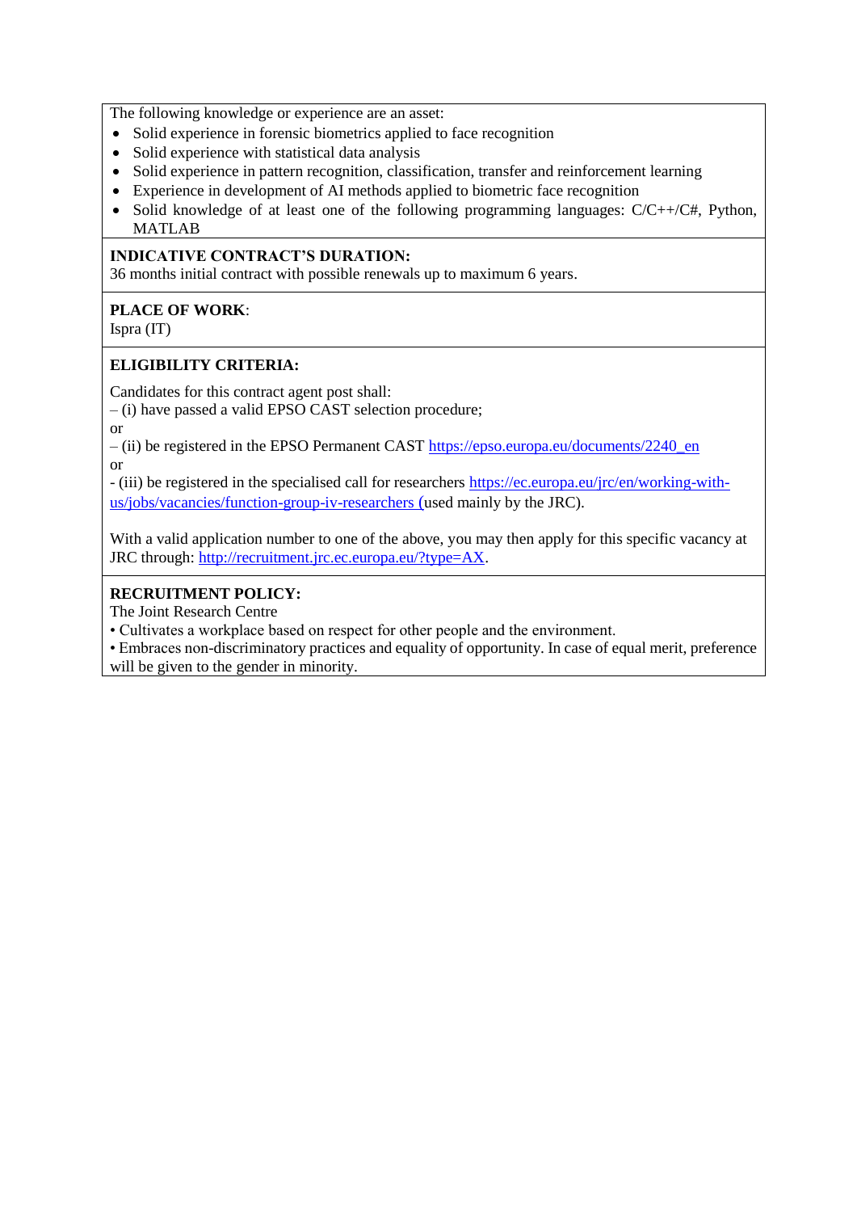The following knowledge or experience are an asset:

- Solid experience in forensic biometrics applied to face recognition
- Solid experience with statistical data analysis
- Solid experience in pattern recognition, classification, transfer and reinforcement learning
- Experience in development of AI methods applied to biometric face recognition
- Solid knowledge of at least one of the following programming languages: C/C++/C#, Python, MATLAB

**INDICATIVE CONTRACT'S DURATION:**
36 months initial contract with possible renewals up to maximum 6 years.

**PLACE OF WORK**:
Ispra (IT)

**ELIGIBILITY CRITERIA:**

Candidates for this contract agent post shall:
– (i) have passed a valid EPSO CAST selection procedure;
or
– (ii) be registered in the EPSO Permanent CAST https://epso.europa.eu/documents/2240_en
or
- (iii) be registered in the specialised call for researchers https://ec.europa.eu/jrc/en/working-with-us/jobs/vacancies/function-group-iv-researchers (used mainly by the JRC).

With a valid application number to one of the above, you may then apply for this specific vacancy at JRC through: http://recruitment.jrc.ec.europa.eu/?type=AX.

**RECRUITMENT POLICY:**
The Joint Research Centre
• Cultivates a workplace based on respect for other people and the environment.
• Embraces non-discriminatory practices and equality of opportunity. In case of equal merit, preference will be given to the gender in minority.